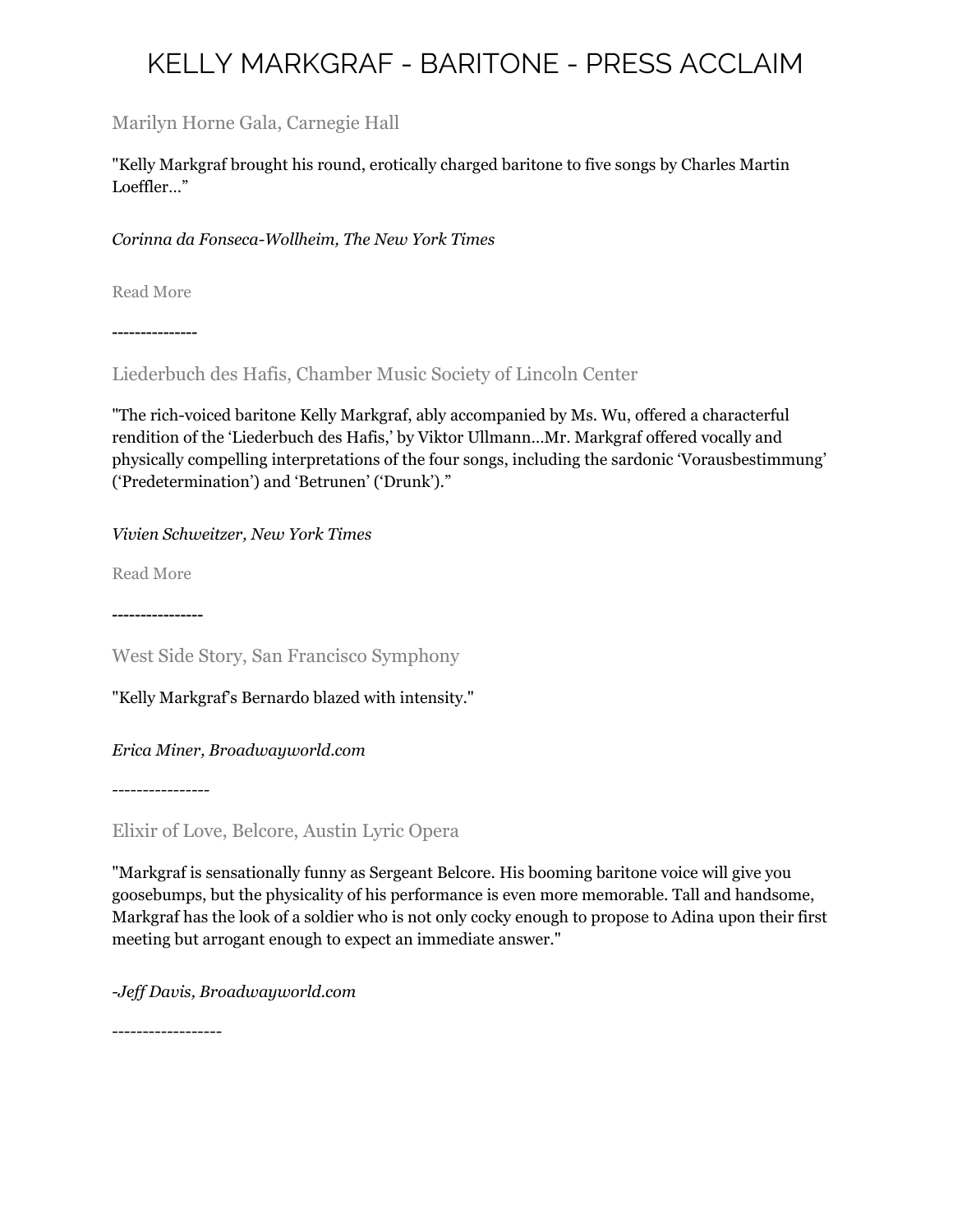# KELLY MARKGRAF - BARITONE - PRESS ACCLAIM

## Marilyn Horne Gala, Carnegie Hall

"Kelly Markgraf brought his round, erotically charged baritone to five songs by Charles Martin Loeffler…"

*Corinna da Fonseca-Wollheim, The New York Times*

Read More

--------------

## Liederbuch des Hafis, Chamber Music Society of Lincoln Center

"The rich-voiced baritone Kelly Markgraf, ably accompanied by Ms. Wu, offered a characterful rendition of the 'Liederbuch des Hafis,' by Viktor Ullmann…Mr. Markgraf offered vocally and physically compelling interpretations of the four songs, including the sardonic 'Vorausbestimmung' ('Predetermination') and 'Betrunen' ('Drunk')."

*Vivien Schweitzer, New York Times*

Read More

----------------

## West Side Story, San Francisco Symphony

"Kelly Markgraf's Bernardo blazed with intensity."

*Erica Miner, Broadwayworld.com*

----------------

## Elixir of Love, Belcore, Austin Lyric Opera

"Markgraf is sensationally funny as Sergeant Belcore. His booming baritone voice will give you goosebumps, but the physicality of his performance is even more memorable. Tall and handsome, Markgraf has the look of a soldier who is not only cocky enough to propose to Adina upon their first meeting but arrogant enough to expect an immediate answer."

*-Jeff Davis, Broadwayworld.com*

------------------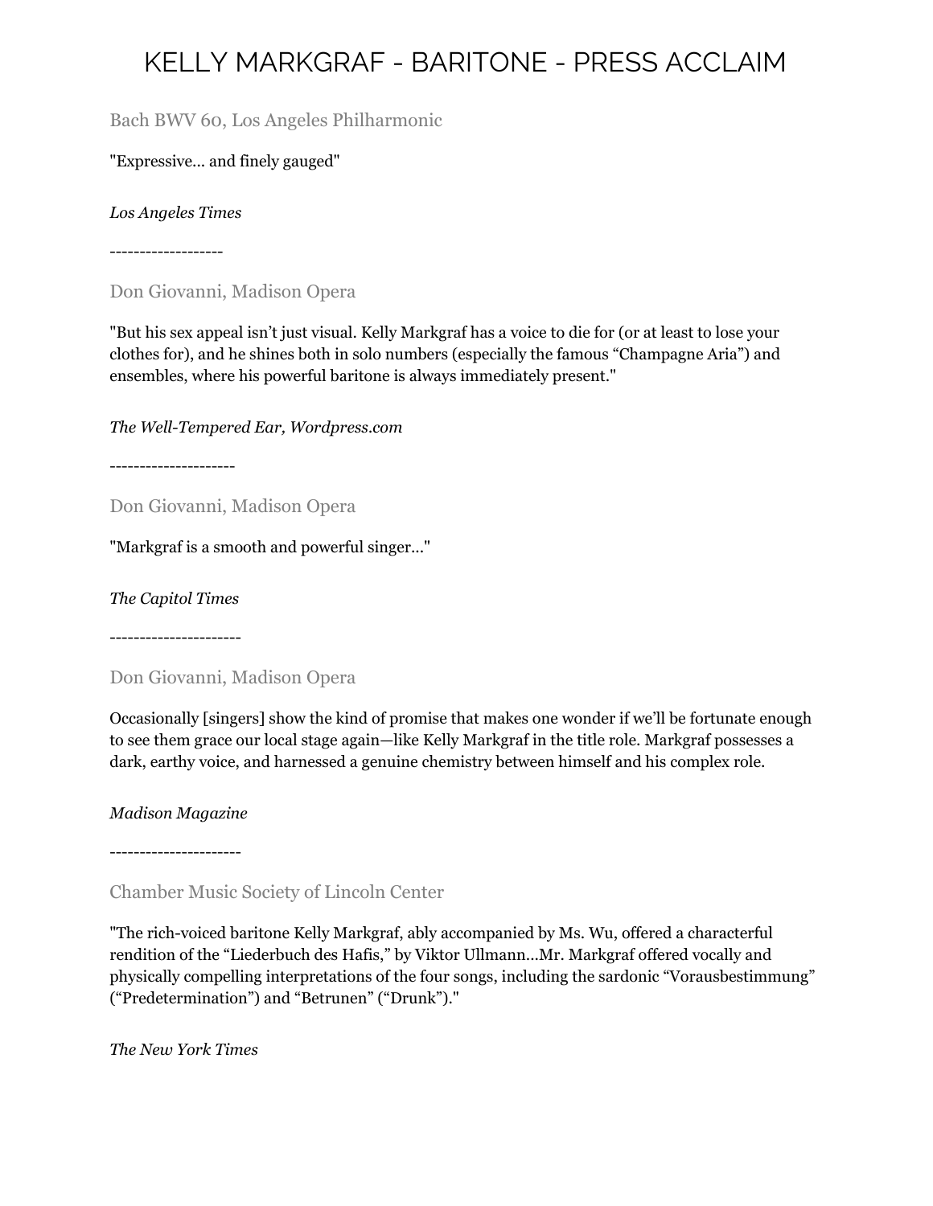# KELLY MARKGRAF - BARITONE - PRESS ACCLAIM

### Bach BWV 60, Los Angeles Philharmonic

"Expressive... and finely gauged"

*Los Angeles Times*

-------------------

### Don Giovanni, Madison Opera

"But his sex appeal isn't just visual. Kelly Markgraf has a voice to die for (or at least to lose your clothes for), and he shines both in solo numbers (especially the famous "Champagne Aria") and ensembles, where his powerful baritone is always immediately present."

*The Well-Tempered Ear, Wordpress.com*

---------------------

### Don Giovanni, Madison Opera

"Markgraf is a smooth and powerful singer..."

*The Capitol Times*

----------------------

### Don Giovanni, Madison Opera

Occasionally [singers] show the kind of promise that makes one wonder if we'll be fortunate enough to see them grace our local stage again—like Kelly Markgraf in the title role. Markgraf possesses a dark, earthy voice, and harnessed a genuine chemistry between himself and his complex role.

*Madison Magazine*

----------------------

### Chamber Music Society of Lincoln Center

"The rich-voiced baritone Kelly Markgraf, ably accompanied by Ms. Wu, offered a characterful rendition of the "Liederbuch des Hafis," by Viktor Ullmann...Mr. Markgraf offered vocally and physically compelling interpretations of the four songs, including the sardonic "Vorausbestimmung" ("Predetermination") and "Betrunen" ("Drunk")."

*The New York Times*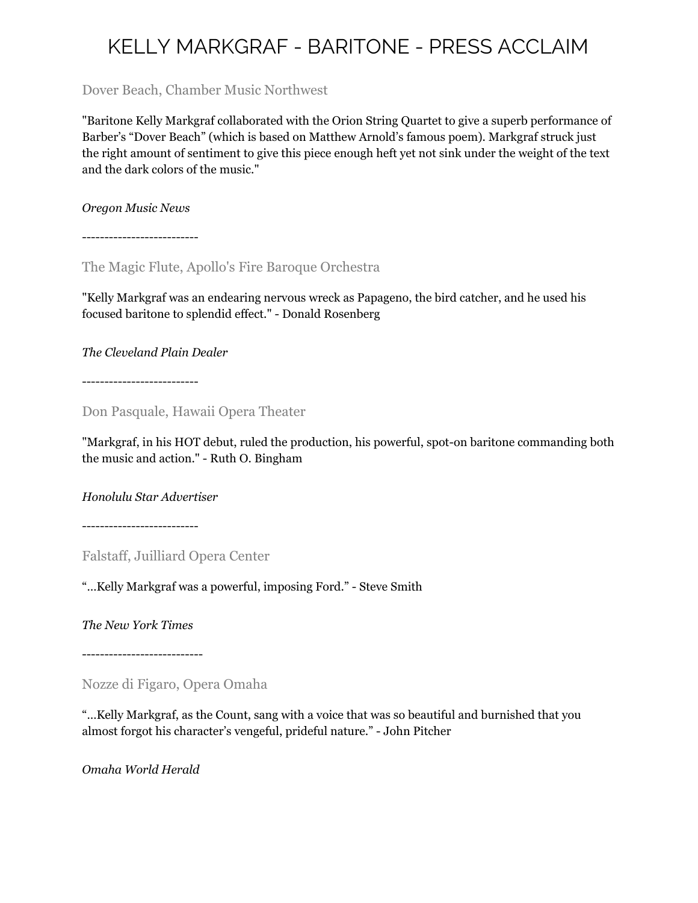# KELLY MARKGRAF - BARITONE - PRESS ACCLAIM

## Dover Beach, Chamber Music Northwest

"Baritone Kelly Markgraf collaborated with the Orion String Quartet to give a superb performance of Barber's "Dover Beach" (which is based on Matthew Arnold's famous poem). Markgraf struck just the right amount of sentiment to give this piece enough heft yet not sink under the weight of the text and the dark colors of the music."

*Oregon Music News*

--------------------------

## The Magic Flute, Apollo's Fire Baroque Orchestra

"Kelly Markgraf was an endearing nervous wreck as Papageno, the bird catcher, and he used his focused baritone to splendid effect." - Donald Rosenberg

*The Cleveland Plain Dealer*

--------------------------

## Don Pasquale, Hawaii Opera Theater

"Markgraf, in his HOT debut, ruled the production, his powerful, spot-on baritone commanding both the music and action." - Ruth O. Bingham

*Honolulu Star Advertiser*

--------------------------

## Falstaff, Juilliard Opera Center

"...Kelly Markgraf was a powerful, imposing Ford." - Steve Smith

*The New York Times*

---------------------------

## Nozze di Figaro, Opera Omaha

"...Kelly Markgraf, as the Count, sang with a voice that was so beautiful and burnished that you almost forgot his character's vengeful, prideful nature." - John Pitcher

*Omaha World Herald*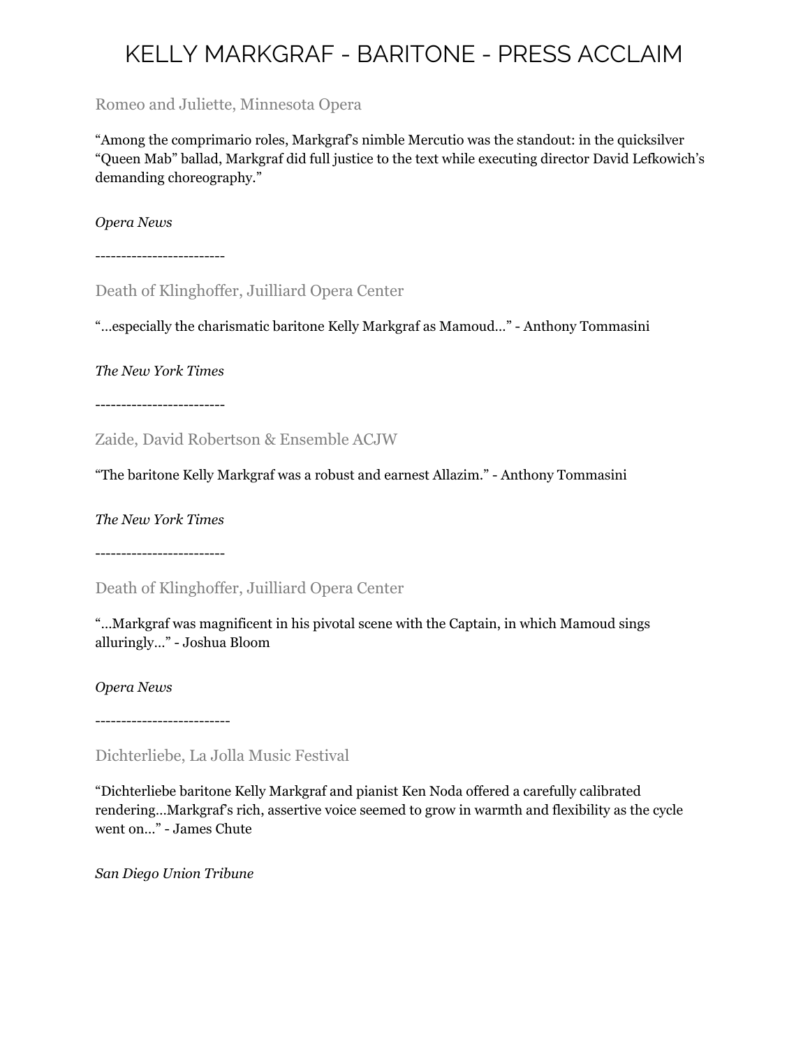# KELLY MARKGRAF - BARITONE - PRESS ACCLAIM

### Romeo and Juliette, Minnesota Opera

“Among the comprimario roles, Markgraf’s nimble Mercutio was the standout: in the quicksilver “Queen Mab” ballad, Markgraf did full justice to the text while executing director David Lefkowich’s demanding choreography.”

*Opera News*

-------------------------

### Death of Klinghoffer, Juilliard Opera Center

“...especially the charismatic baritone Kelly Markgraf as Mamoud...” - Anthony Tommasini

*The New York Times*

-------------------------

### Zaide, David Robertson & Ensemble ACJW

“The baritone Kelly Markgraf was a robust and earnest Allazim.” - Anthony Tommasini

*The New York Times*

-------------------------

### Death of Klinghoffer, Juilliard Opera Center

“...Markgraf was magnificent in his pivotal scene with the Captain, in which Mamoud sings alluringly...” - Joshua Bloom

*Opera News*

--------------------------

### Dichterliebe, La Jolla Music Festival

“Dichterliebe baritone Kelly Markgraf and pianist Ken Noda offered a carefully calibrated rendering...Markgraf’s rich, assertive voice seemed to grow in warmth and flexibility as the cycle went on...” - James Chute

*San Diego Union Tribune*